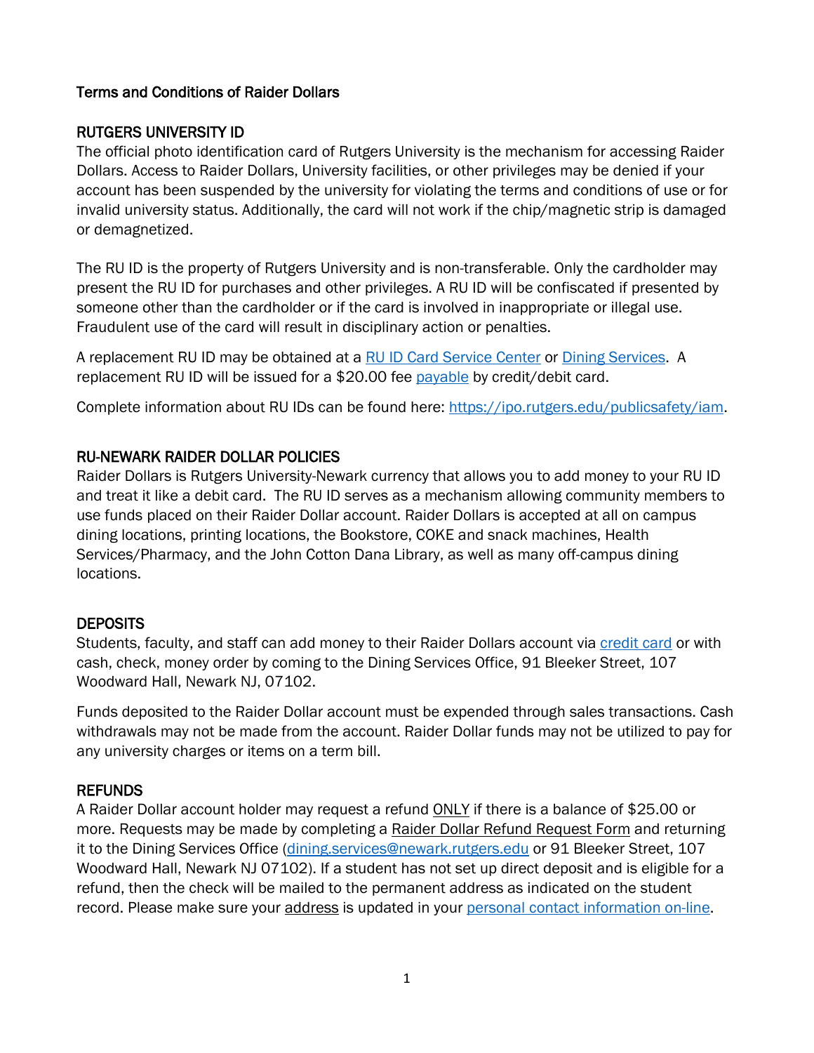**Terms and Conditions of Raider Dollars**

## RUTGERS UNIVERSITY ID

The official photo identification card of Rutgers University is the mechanism for accessing Raider Dollars. Access to Raider Dollars, University facilities, or other privileges may be denied if your account has been suspended by the university for violating the terms and conditions of use or for invalid university status. Additionally, the card will not work if the chip/magnetic strip is damaged or demagnetized.

The RU ID is the property of Rutgers University and is non-transferable. Only the cardholder may present the RU ID for purchases and other privileges. A RU ID will be confiscated if presented by someone other than the cardholder or if the card is involved in inappropriate or illegal use. Fraudulent use of the card will result in disciplinary action or penalties.

A replacement RU ID may be obtained at a RU ID Card Service Center or Dining Services. A replacement RU ID will be issued for a $20.00 fee payable by credit/debit card.

Complete information about RU IDs can be found here: https://ipo.rutgers.edu/publicsafety/iam.

## RU-NEWARK RAIDER DOLLAR POLICIES

Raider Dollars is Rutgers University-Newark currency that allows you to add money to your RU ID and treat it like a debit card. The RU ID serves as a mechanism allowing community members to use funds placed on their Raider Dollar account. Raider Dollars is accepted at all on campus dining locations, printing locations, the Bookstore, COKE and snack machines, Health Services/Pharmacy, and the John Cotton Dana Library, as well as many off-campus dining locations.

## DEPOSITS

Students, faculty, and staff can add money to their Raider Dollars account via credit card or with cash, check, money order by coming to the Dining Services Office, 91 Bleeker Street, 107 Woodward Hall, Newark NJ, 07102.

Funds deposited to the Raider Dollar account must be expended through sales transactions. Cash withdrawals may not be made from the account. Raider Dollar funds may not be utilized to pay for any university charges or items on a term bill.

## REFUNDS

A Raider Dollar account holder may request a refund ONLY if there is a balance of $25.00 or more. Requests may be made by completing a Raider Dollar Refund Request Form and returning it to the Dining Services Office (dining.services@newark.rutgers.edu or 91 Bleeker Street, 107 Woodward Hall, Newark NJ 07102). If a student has not set up direct deposit and is eligible for a refund, then the check will be mailed to the permanent address as indicated on the student record. Please make sure your address is updated in your personal contact information on-line.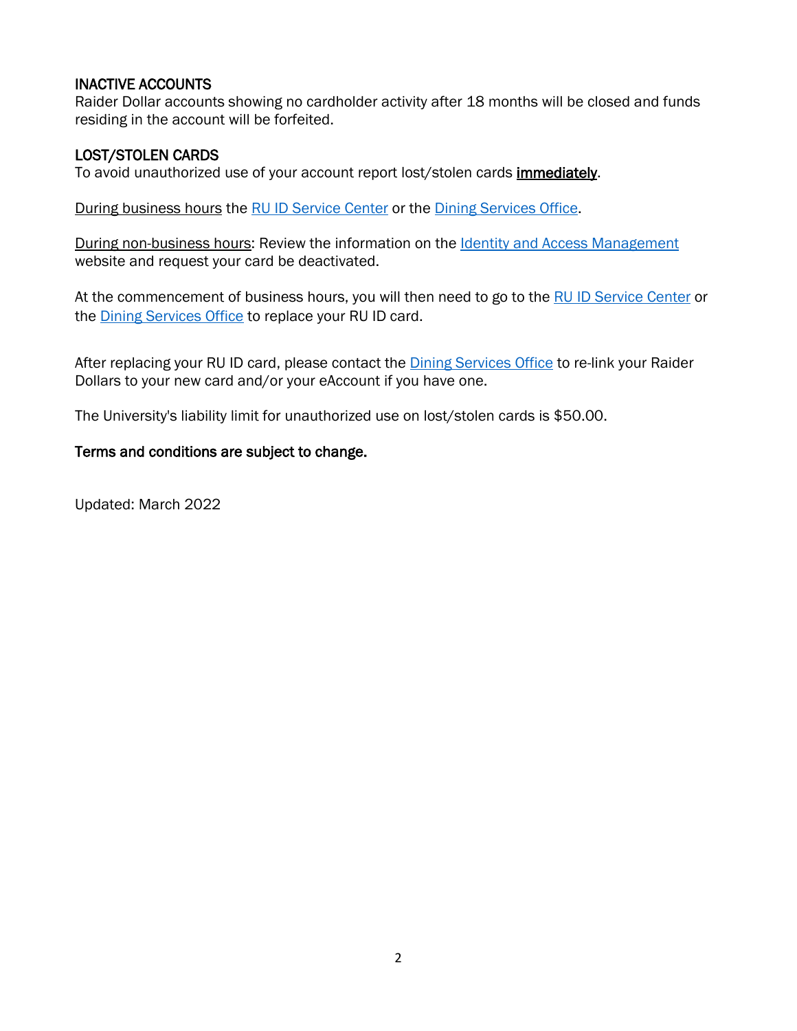## INACTIVE ACCOUNTS

Raider Dollar accounts showing no cardholder activity after 18 months will be closed and funds residing in the account will be forfeited.

## LOST/STOLEN CARDS

To avoid unauthorized use of your account report lost/stolen cards **immediately**.

During business hours the RU ID Service Center or the Dining Services Office.

During non-business hours: Review the information on the Identity and Access Management website and request your card be deactivated.

At the commencement of business hours, you will then need to go to the RU ID Service Center or the Dining Services Office to replace your RU ID card.

After replacing your RU ID card, please contact the Dining Services Office to re-link your Raider Dollars to your new card and/or your eAccount if you have one.

The University's liability limit for unauthorized use on lost/stolen cards is $50.00.

**Terms and conditions are subject to change.**

Updated: March 2022